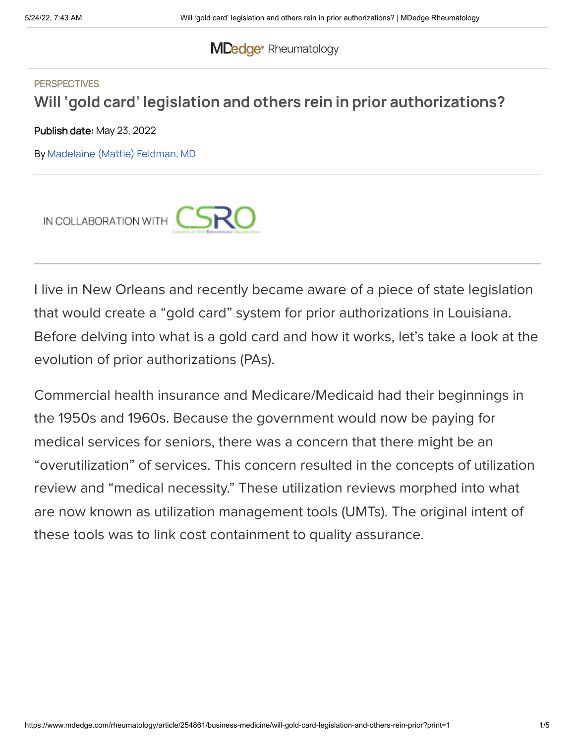PERSPECTIVES

# Will 'gold card' legislation and others rein in prior authorizations?

**Publish date:** May 23, 2022

By Madelaine (Mattie) Feldman, MD

IN COLLABORATION WITH CSRO

I live in New Orleans and recently became aware of a piece of state legislation that would create a "gold card" system for prior authorizations in Louisiana. Before delving into what is a gold card and how it works, let's take a look at the evolution of prior authorizations (PAs).

Commercial health insurance and Medicare/Medicaid had their beginnings in the 1950s and 1960s. Because the government would now be paying for medical services for seniors, there was a concern that there might be an "overutilization" of services. This concern resulted in the concepts of utilization review and "medical necessity." These utilization reviews morphed into what are now known as utilization management tools (UMTs). The original intent of these tools was to link cost containment to quality assurance.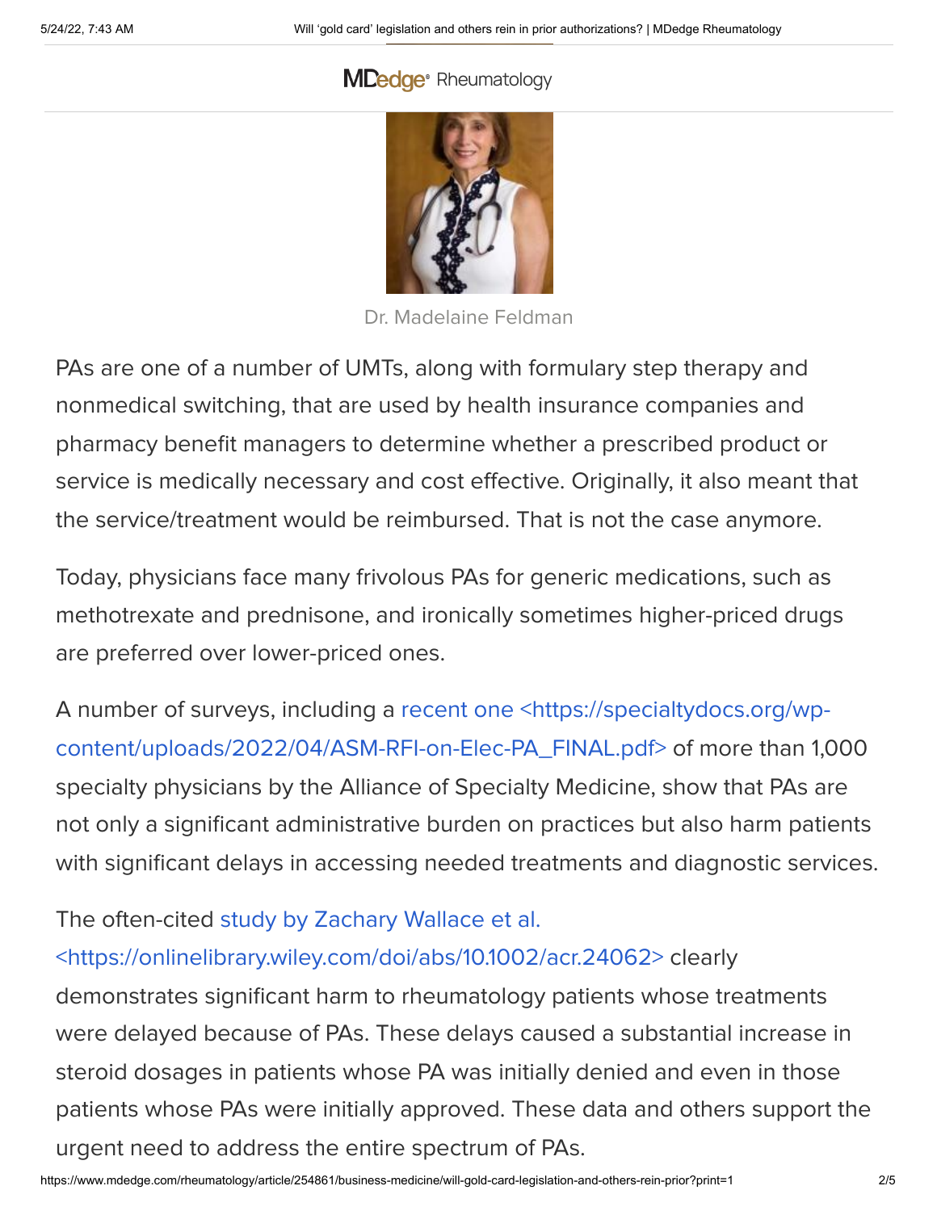Dr. Madelaine Feldman

PAs are one of a number of UMTs, along with formulary step therapy and nonmedical switching, that are used by health insurance companies and pharmacy benefit managers to determine whether a prescribed product or service is medically necessary and cost effective. Originally, it also meant that the service/treatment would be reimbursed. That is not the case anymore.

Today, physicians face many frivolous PAs for generic medications, such as methotrexate and prednisone, and ironically sometimes higher-priced drugs are preferred over lower-priced ones.

A number of surveys, including a recent one <https://specialtydocs.org/wp-content/uploads/2022/04/ASM-RFI-on-Elec-PA_FINAL.pdf> of more than 1,000 specialty physicians by the Alliance of Specialty Medicine, show that PAs are not only a significant administrative burden on practices but also harm patients with significant delays in accessing needed treatments and diagnostic services.

The often-cited study by Zachary Wallace et al. <https://onlinelibrary.wiley.com/doi/abs/10.1002/acr.24062> clearly demonstrates significant harm to rheumatology patients whose treatments were delayed because of PAs. These delays caused a substantial increase in steroid dosages in patients whose PA was initially denied and even in those patients whose PAs were initially approved. These data and others support the urgent need to address the entire spectrum of PAs.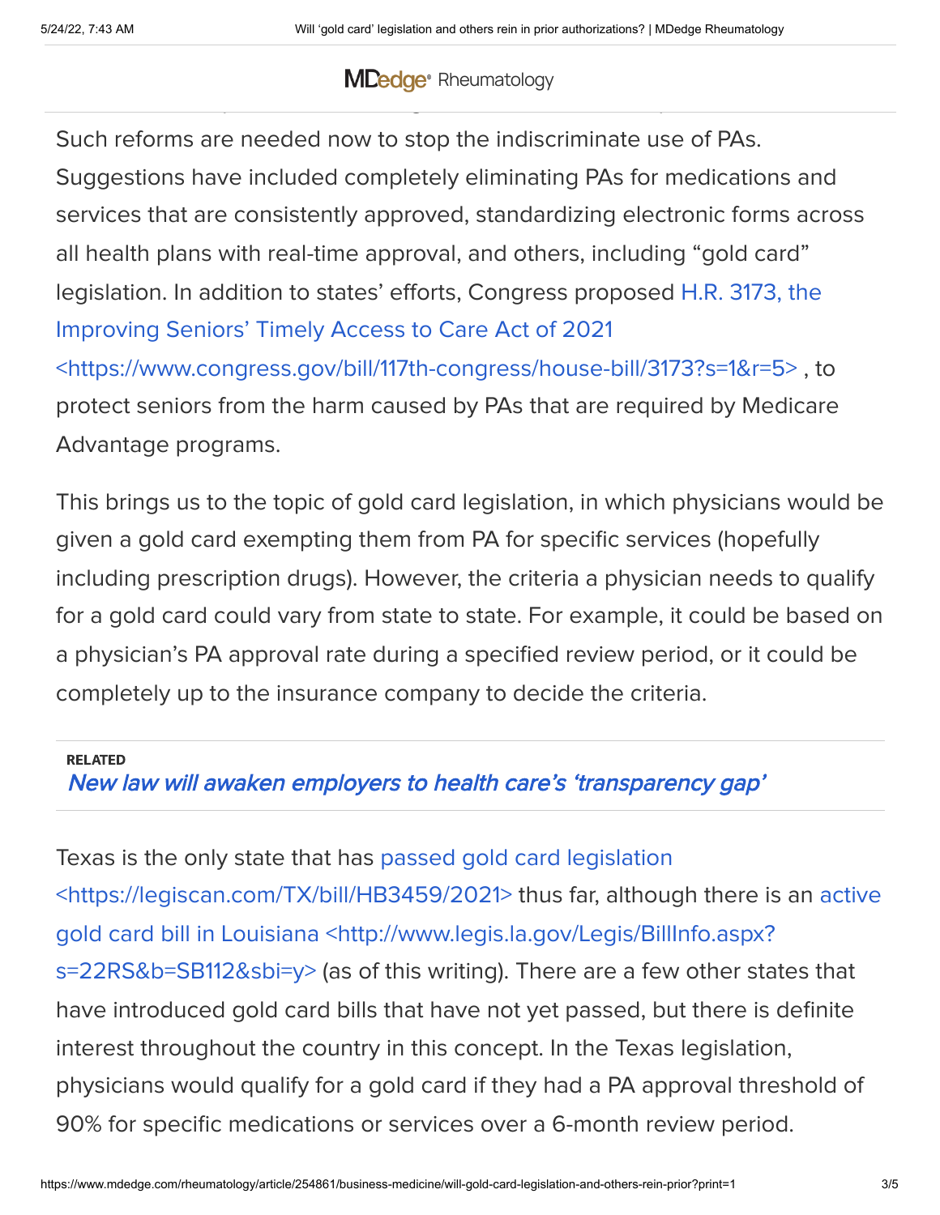Such reforms are needed now to stop the indiscriminate use of PAs. Suggestions have included completely eliminating PAs for medications and services that are consistently approved, standardizing electronic forms across all health plans with real-time approval, and others, including "gold card" legislation. In addition to states' efforts, Congress proposed H.R. 3173, the Improving Seniors' Timely Access to Care Act of 2021 <https://www.congress.gov/bill/117th-congress/house-bill/3173?s=1&r=5> , to protect seniors from the harm caused by PAs that are required by Medicare Advantage programs.

This brings us to the topic of gold card legislation, in which physicians would be given a gold card exempting them from PA for specific services (hopefully including prescription drugs). However, the criteria a physician needs to qualify for a gold card could vary from state to state. For example, it could be based on a physician's PA approval rate during a specified review period, or it could be completely up to the insurance company to decide the criteria.

**RELATED**
*New law will awaken employers to health care's 'transparency gap'*

Texas is the only state that has passed gold card legislation <https://legiscan.com/TX/bill/HB3459/2021> thus far, although there is an active gold card bill in Louisiana <http://www.legis.la.gov/Legis/BillInfo.aspx?s=22RS&b=SB112&sbi=y> (as of this writing). There are a few other states that have introduced gold card bills that have not yet passed, but there is definite interest throughout the country in this concept. In the Texas legislation, physicians would qualify for a gold card if they had a PA approval threshold of 90% for specific medications or services over a 6-month review period.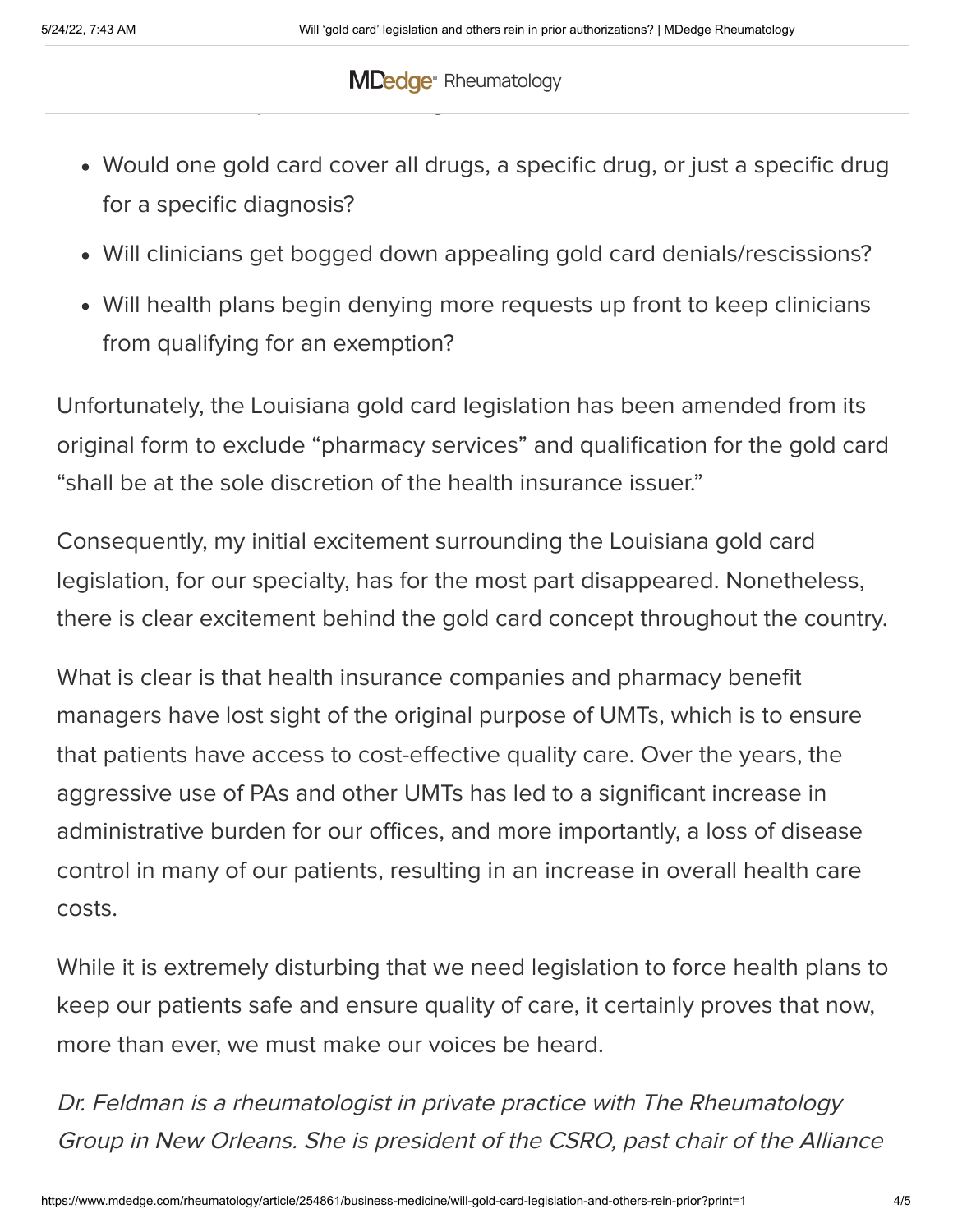- Would one gold card cover all drugs, a specific drug, or just a specific drug for a specific diagnosis?
- Will clinicians get bogged down appealing gold card denials/rescissions?
- Will health plans begin denying more requests up front to keep clinicians from qualifying for an exemption?

Unfortunately, the Louisiana gold card legislation has been amended from its original form to exclude "pharmacy services" and qualification for the gold card "shall be at the sole discretion of the health insurance issuer."

Consequently, my initial excitement surrounding the Louisiana gold card legislation, for our specialty, has for the most part disappeared. Nonetheless, there is clear excitement behind the gold card concept throughout the country.

What is clear is that health insurance companies and pharmacy benefit managers have lost sight of the original purpose of UMTs, which is to ensure that patients have access to cost-effective quality care. Over the years, the aggressive use of PAs and other UMTs has led to a significant increase in administrative burden for our offices, and more importantly, a loss of disease control in many of our patients, resulting in an increase in overall health care costs.

While it is extremely disturbing that we need legislation to force health plans to keep our patients safe and ensure quality of care, it certainly proves that now, more than ever, we must make our voices be heard.

*Dr. Feldman is a rheumatologist in private practice with The Rheumatology Group in New Orleans. She is president of the CSRO, past chair of the Alliance*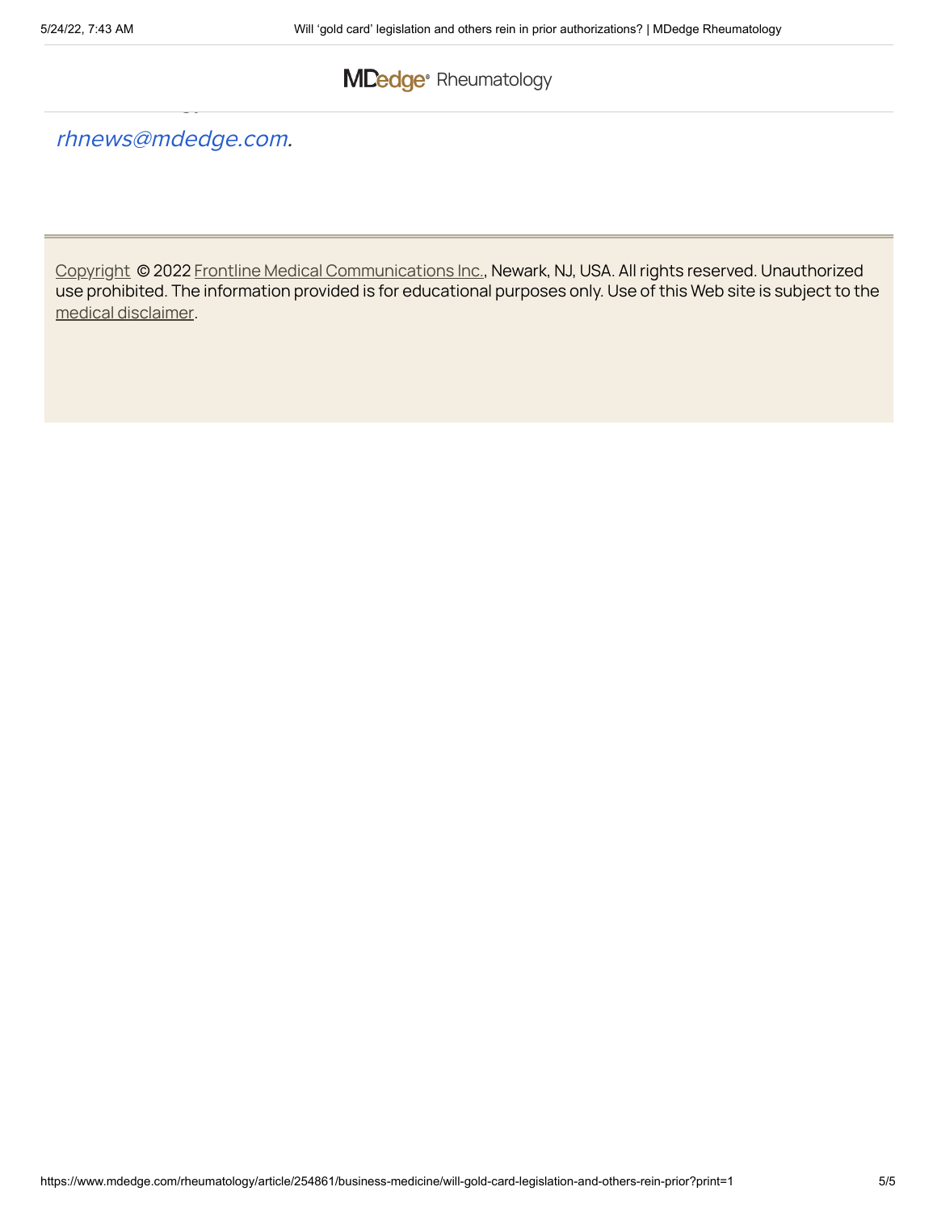*rhnews@mdedge.com*.

Copyright © 2022 Frontline Medical Communications Inc., Newark, NJ, USA. All rights reserved. Unauthorized use prohibited. The information provided is for educational purposes only. Use of this Web site is subject to the medical disclaimer.